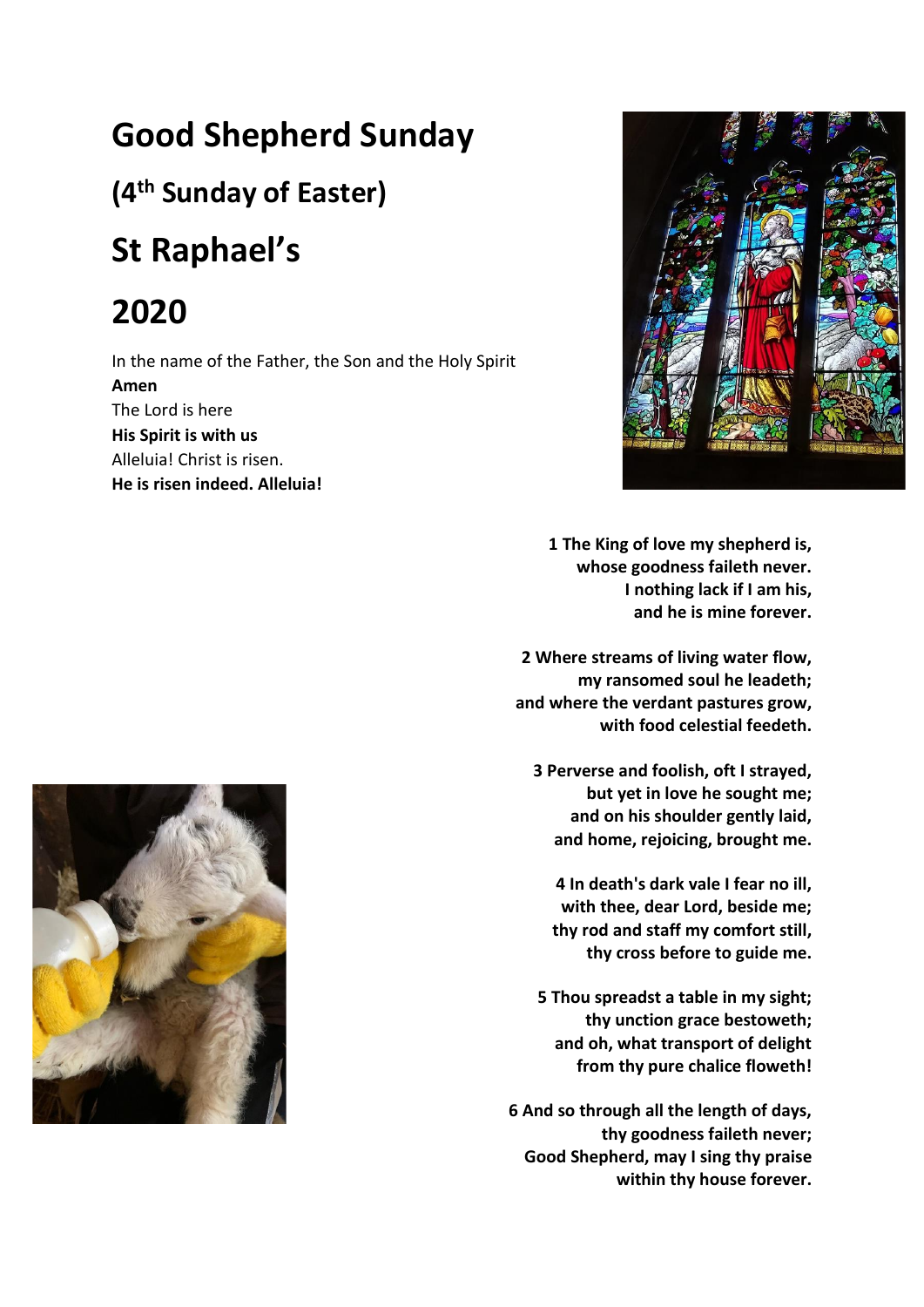# Good Shepherd Sunday

## (4th Sunday of Easter)

# St Raphael's

# 2020

In the name of the Father, the Son and the Holy Spirit
**Amen**
The Lord is here
**His Spirit is with us**
Alleluia! Christ is risen.
**He is risen indeed. Alleluia!**

**1 The King of love my shepherd is,**
**whose goodness faileth never.**
**I nothing lack if I am his,**
**and he is mine forever.**

**2 Where streams of living water flow,**
**my ransomed soul he leadeth;**
**and where the verdant pastures grow,**
**with food celestial feedeth.**

**3 Perverse and foolish, oft I strayed,**
**but yet in love he sought me;**
**and on his shoulder gently laid,**
**and home, rejoicing, brought me.**

**4 In death's dark vale I fear no ill,**
**with thee, dear Lord, beside me;**
**thy rod and staff my comfort still,**
**thy cross before to guide me.**

**5 Thou spreadst a table in my sight;**
**thy unction grace bestoweth;**
**and oh, what transport of delight**
**from thy pure chalice floweth!**

**6 And so through all the length of days,**
**thy goodness faileth never;**
**Good Shepherd, may I sing thy praise**
**within thy house forever.**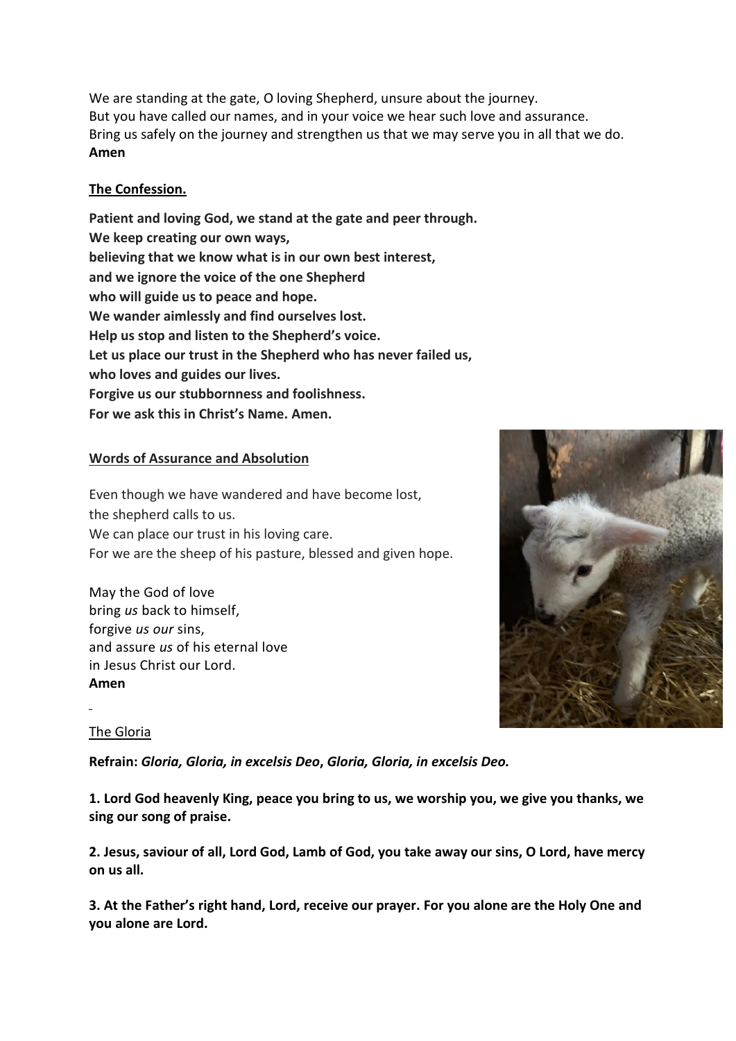We are standing at the gate, O loving Shepherd, unsure about the journey.
But you have called our names, and in your voice we hear such love and assurance.
Bring us safely on the journey and strengthen us that we may serve you in all that we do.
**Amen**

**<u>The Confession.</u>**

**Patient and loving God, we stand at the gate and peer through.**
**We keep creating our own ways,**
**believing that we know what is in our own best interest,**
**and we ignore the voice of the one Shepherd**
**who will guide us to peace and hope.**
**We wander aimlessly and find ourselves lost.**
**Help us stop and listen to the Shepherd's voice.**
**Let us place our trust in the Shepherd who has never failed us,**
**who loves and guides our lives.**
**Forgive us our stubbornness and foolishness.**
**For we ask this in Christ's Name. Amen.**

**<u>Words of Assurance and Absolution</u>**

Even though we have wandered and have become lost,
the shepherd calls to us.
We can place our trust in his loving care.
For we are the sheep of his pasture, blessed and given hope.

May the God of love
bring *us* back to himself,
forgive *us our* sins,
and assure *us* of his eternal love
in Jesus Christ our Lord.
**Amen**

<u>The Gloria</u>

**Refrain:** ***Gloria, Gloria, in excelsis Deo, Gloria, Gloria, in excelsis Deo.***

**1. Lord God heavenly King, peace you bring to us, we worship you, we give you thanks, we sing our song of praise.**

**2. Jesus, saviour of all, Lord God, Lamb of God, you take away our sins, O Lord, have mercy on us all.**

**3. At the Father's right hand, Lord, receive our prayer. For you alone are the Holy One and you alone are Lord.**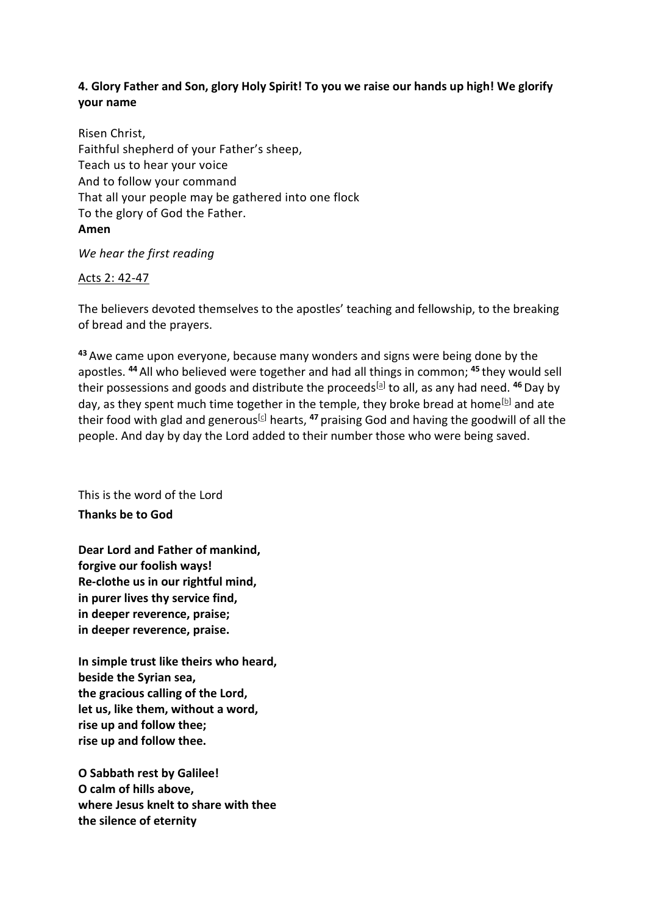**4. Glory Father and Son, glory Holy Spirit! To you we raise our hands up high! We glorify your name**

Risen Christ,
Faithful shepherd of your Father's sheep,
Teach us to hear your voice
And to follow your command
That all your people may be gathered into one flock
To the glory of God the Father.
**Amen**

*We hear the first reading*

Acts 2: 42-47

The believers devoted themselves to the apostles' teaching and fellowship, to the breaking of bread and the prayers.

**43** Awe came upon everyone, because many wonders and signs were being done by the apostles. **44** All who believed were together and had all things in common; **45** they would sell their possessions and goods and distribute the proceeds[a] to all, as any had need. **46** Day by day, as they spent much time together in the temple, they broke bread at home[b] and ate their food with glad and generous[c] hearts, **47** praising God and having the goodwill of all the people. And day by day the Lord added to their number those who were being saved.

This is the word of the Lord
**Thanks be to God**

**Dear Lord and Father of mankind,**
**forgive our foolish ways!**
**Re-clothe us in our rightful mind,**
**in purer lives thy service find,**
**in deeper reverence, praise;**
**in deeper reverence, praise.**

**In simple trust like theirs who heard,**
**beside the Syrian sea,**
**the gracious calling of the Lord,**
**let us, like them, without a word,**
**rise up and follow thee;**
**rise up and follow thee.**

**O Sabbath rest by Galilee!**
**O calm of hills above,**
**where Jesus knelt to share with thee**
**the silence of eternity**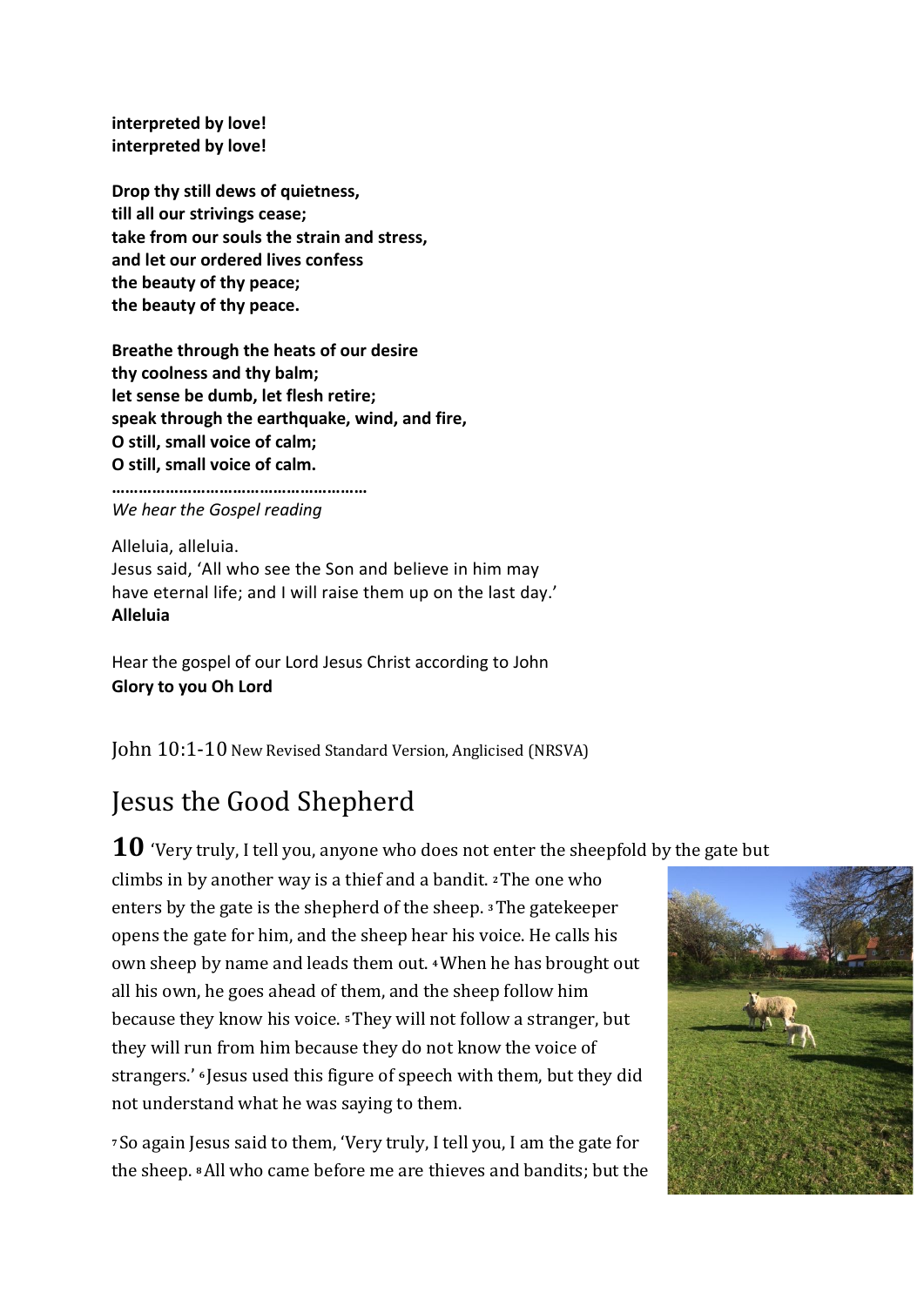**interpreted by love!**
**interpreted by love!**

**Drop thy still dews of quietness,**
**till all our strivings cease;**
**take from our souls the strain and stress,**
**and let our ordered lives confess**
**the beauty of thy peace;**
**the beauty of thy peace.**

**Breathe through the heats of our desire**
**thy coolness and thy balm;**
**let sense be dumb, let flesh retire;**
**speak through the earthquake, wind, and fire,**
**O still, small voice of calm;**
**O still, small voice of calm.**

**………………………………………………**

*We hear the Gospel reading*

Alleluia, alleluia.
Jesus said, 'All who see the Son and believe in him may have eternal life; and I will raise them up on the last day.'
**Alleluia**

Hear the gospel of our Lord Jesus Christ according to John
**Glory to you Oh Lord**

John 10:1-10 New Revised Standard Version, Anglicised (NRSVA)

# Jesus the Good Shepherd

**10** 'Very truly, I tell you, anyone who does not enter the sheepfold by the gate but climbs in by another way is a thief and a bandit. [2] The one who enters by the gate is the shepherd of the sheep. [3] The gatekeeper opens the gate for him, and the sheep hear his voice. He calls his own sheep by name and leads them out. [4] When he has brought out all his own, he goes ahead of them, and the sheep follow him because they know his voice. [5] They will not follow a stranger, but they will run from him because they do not know the voice of strangers.' [6] Jesus used this figure of speech with them, but they did not understand what he was saying to them.

[7] So again Jesus said to them, 'Very truly, I tell you, I am the gate for the sheep. [8] All who came before me are thieves and bandits; but the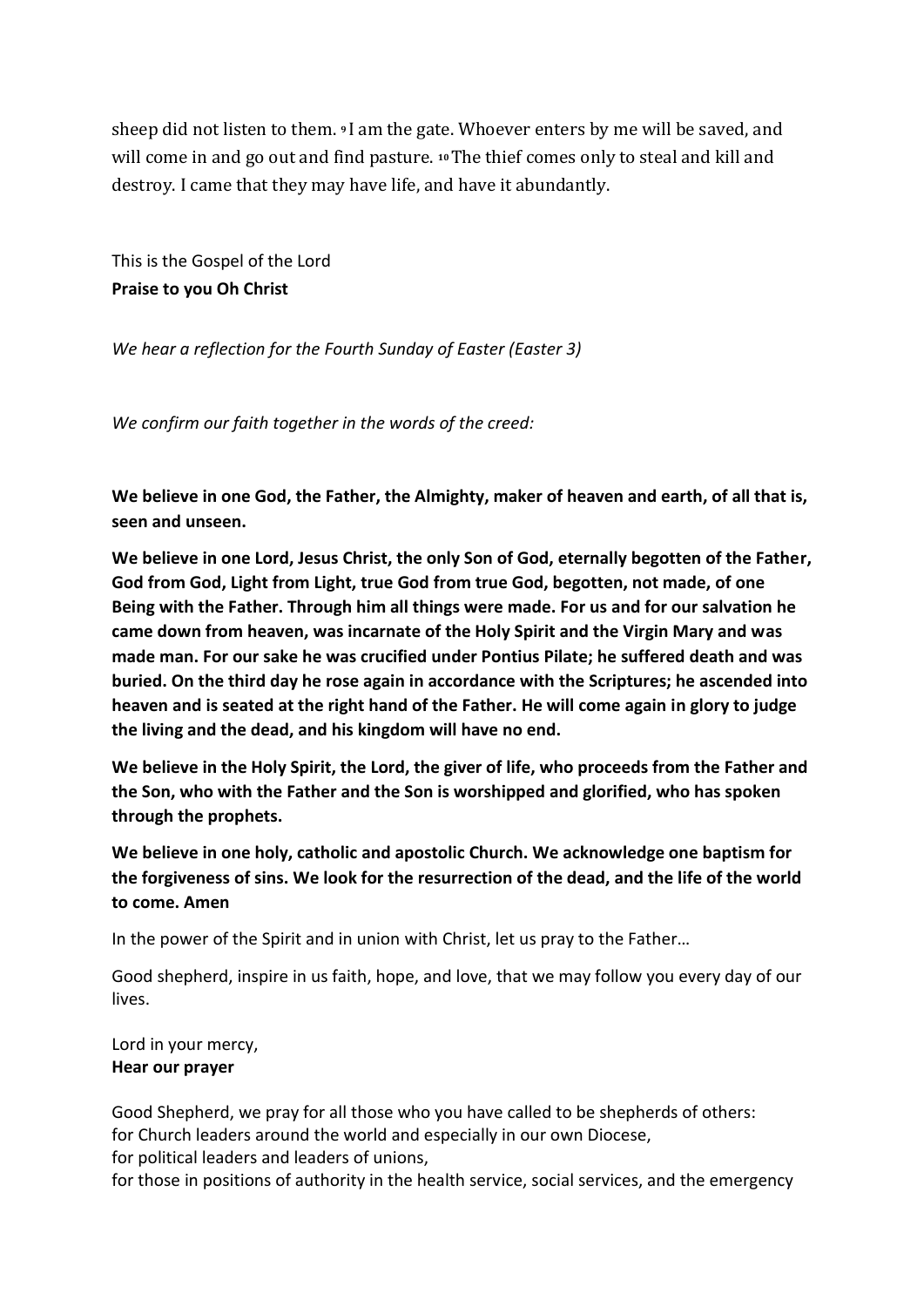sheep did not listen to them. 9 I am the gate. Whoever enters by me will be saved, and will come in and go out and find pasture. 10 The thief comes only to steal and kill and destroy. I came that they may have life, and have it abundantly.

This is the Gospel of the Lord
**Praise to you Oh Christ**

*We hear a reflection for the Fourth Sunday of Easter (Easter 3)*

*We confirm our faith together in the words of the creed:*

**We believe in one God, the Father, the Almighty, maker of heaven and earth, of all that is, seen and unseen.**

**We believe in one Lord, Jesus Christ, the only Son of God, eternally begotten of the Father, God from God, Light from Light, true God from true God, begotten, not made, of one Being with the Father. Through him all things were made. For us and for our salvation he came down from heaven, was incarnate of the Holy Spirit and the Virgin Mary and was made man. For our sake he was crucified under Pontius Pilate; he suffered death and was buried. On the third day he rose again in accordance with the Scriptures; he ascended into heaven and is seated at the right hand of the Father. He will come again in glory to judge the living and the dead, and his kingdom will have no end.**

**We believe in the Holy Spirit, the Lord, the giver of life, who proceeds from the Father and the Son, who with the Father and the Son is worshipped and glorified, who has spoken through the prophets.**

**We believe in one holy, catholic and apostolic Church. We acknowledge one baptism for the forgiveness of sins. We look for the resurrection of the dead, and the life of the world to come. Amen**

In the power of the Spirit and in union with Christ, let us pray to the Father…

Good shepherd, inspire in us faith, hope, and love, that we may follow you every day of our lives.

Lord in your mercy,
**Hear our prayer**

Good Shepherd, we pray for all those who you have called to be shepherds of others:
for Church leaders around the world and especially in our own Diocese,
for political leaders and leaders of unions,
for those in positions of authority in the health service, social services, and the emergency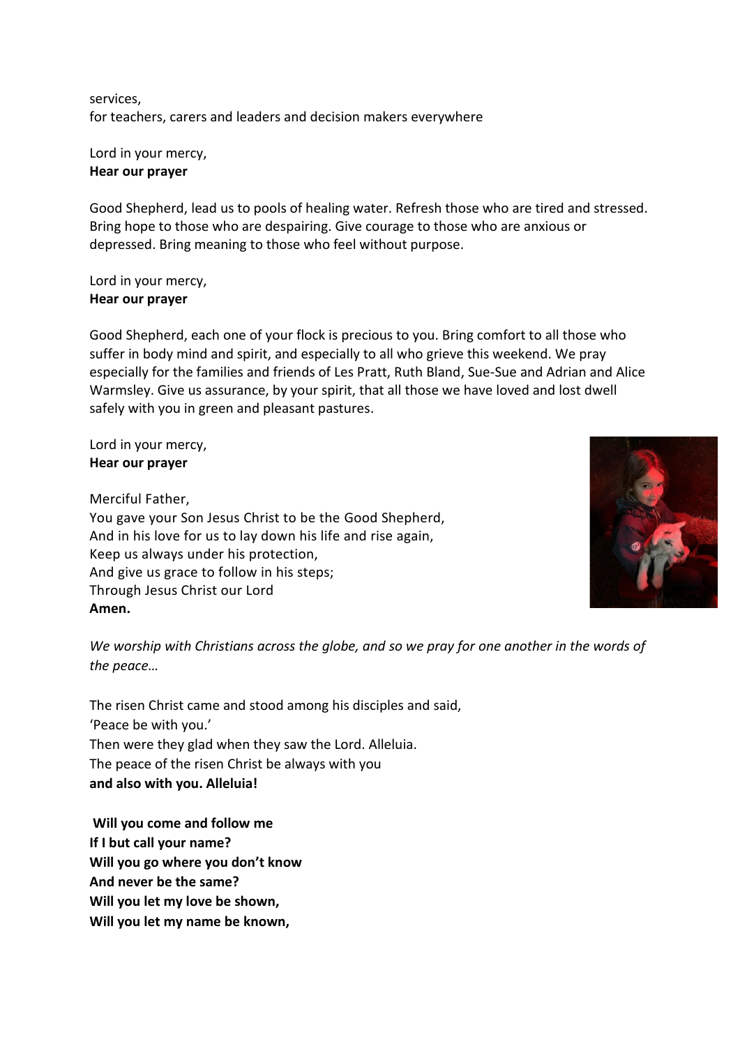services,
for teachers, carers and leaders and decision makers everywhere

Lord in your mercy,
**Hear our prayer**

Good Shepherd, lead us to pools of healing water. Refresh those who are tired and stressed. Bring hope to those who are despairing. Give courage to those who are anxious or depressed. Bring meaning to those who feel without purpose.

Lord in your mercy,
**Hear our prayer**

Good Shepherd, each one of your flock is precious to you. Bring comfort to all those who suffer in body mind and spirit, and especially to all who grieve this weekend. We pray especially for the families and friends of Les Pratt, Ruth Bland, Sue-Sue and Adrian and Alice Warmsley. Give us assurance, by your spirit, that all those we have loved and lost dwell safely with you in green and pleasant pastures.

Lord in your mercy,
**Hear our prayer**

Merciful Father,
You gave your Son Jesus Christ to be the Good Shepherd,
And in his love for us to lay down his life and rise again,
Keep us always under his protection,
And give us grace to follow in his steps;
Through Jesus Christ our Lord
**Amen.**

*We worship with Christians across the globe, and so we pray for one another in the words of the peace…*

The risen Christ came and stood among his disciples and said,
'Peace be with you.'
Then were they glad when they saw the Lord. Alleluia.
The peace of the risen Christ be always with you
**and also with you. Alleluia!**

**Will you come and follow me**
**If I but call your name?**
**Will you go where you don't know**
**And never be the same?**
**Will you let my love be shown,**
**Will you let my name be known,**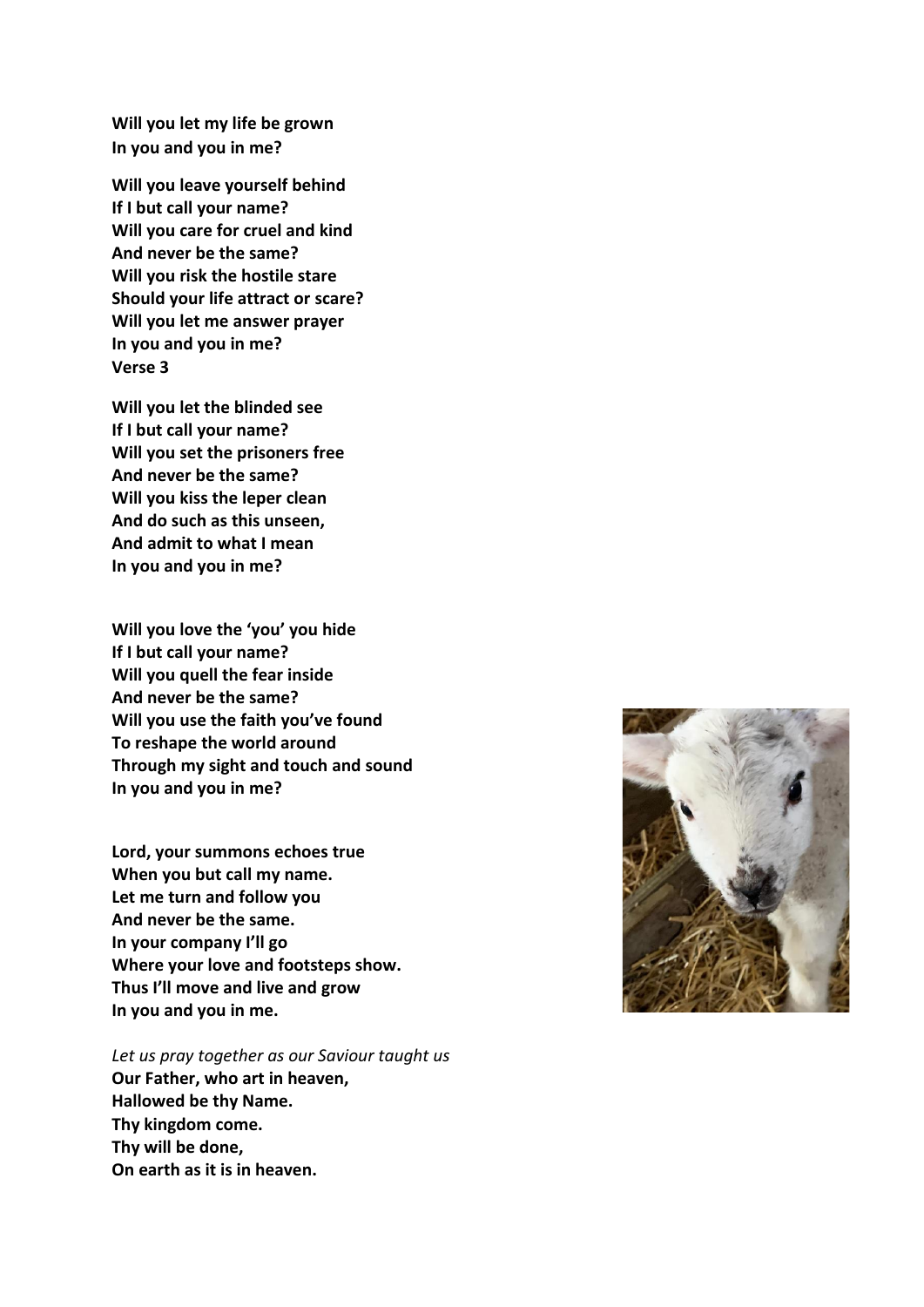**Will you let my life be grown**
**In you and you in me?**

**Will you leave yourself behind**
**If I but call your name?**
**Will you care for cruel and kind**
**And never be the same?**
**Will you risk the hostile stare**
**Should your life attract or scare?**
**Will you let me answer prayer**
**In you and you in me?**
**Verse 3**

**Will you let the blinded see**
**If I but call your name?**
**Will you set the prisoners free**
**And never be the same?**
**Will you kiss the leper clean**
**And do such as this unseen,**
**And admit to what I mean**
**In you and you in me?**

**Will you love the 'you' you hide**
**If I but call your name?**
**Will you quell the fear inside**
**And never be the same?**
**Will you use the faith you've found**
**To reshape the world around**
**Through my sight and touch and sound**
**In you and you in me?**

**Lord, your summons echoes true**
**When you but call my name.**
**Let me turn and follow you**
**And never be the same.**
**In your company I'll go**
**Where your love and footsteps show.**
**Thus I'll move and live and grow**
**In you and you in me.**

*Let us pray together as our Saviour taught us*
**Our Father, who art in heaven,**
**Hallowed be thy Name.**
**Thy kingdom come.**
**Thy will be done,**
**On earth as it is in heaven.**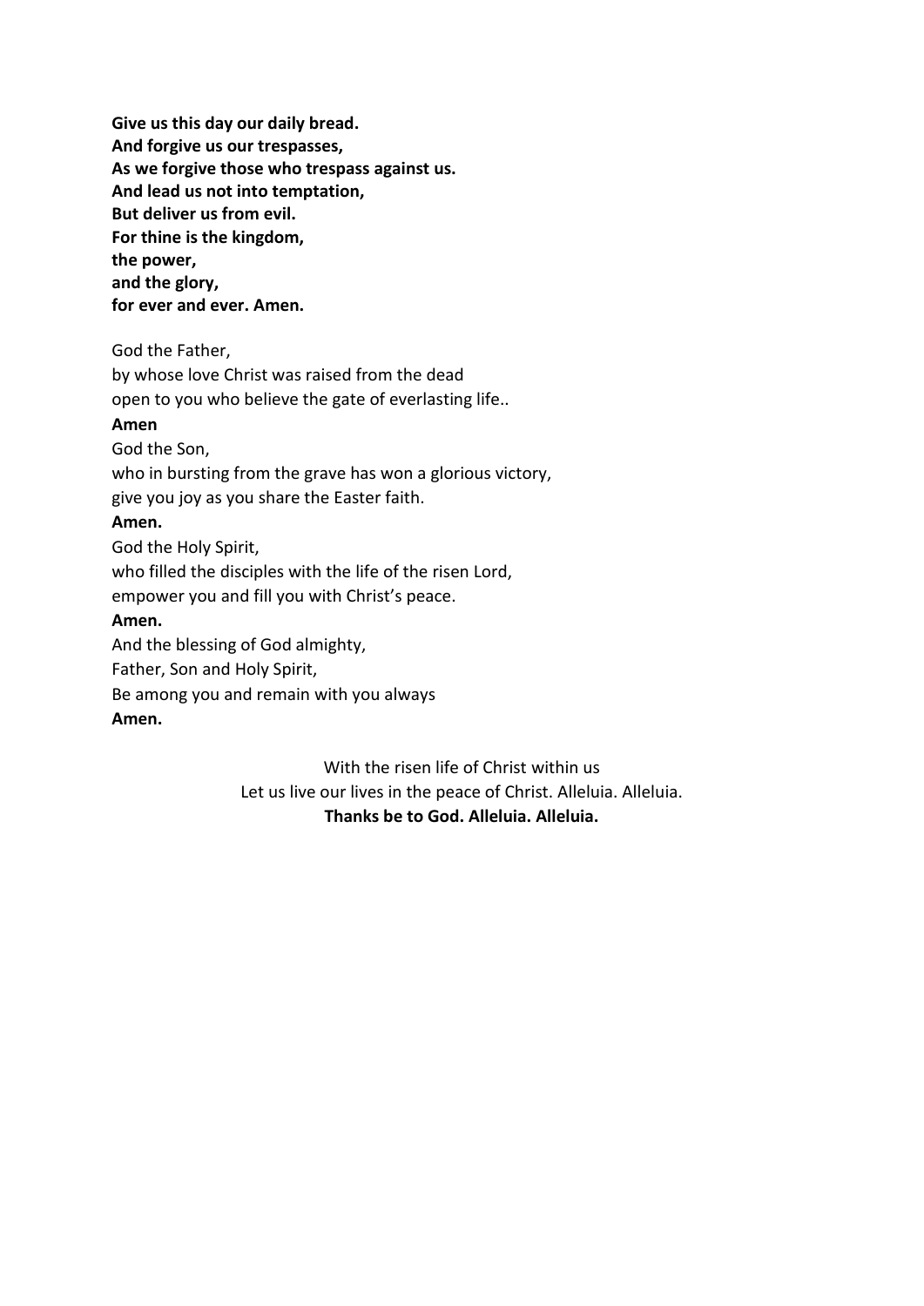**Give us this day our daily bread.**
**And forgive us our trespasses,**
**As we forgive those who trespass against us.**
**And lead us not into temptation,**
**But deliver us from evil.**
**For thine is the kingdom,**
**the power,**
**and the glory,**
**for ever and ever. Amen.**

God the Father,
by whose love Christ was raised from the dead
open to you who believe the gate of everlasting life..
**Amen**
God the Son,
who in bursting from the grave has won a glorious victory,
give you joy as you share the Easter faith.
**Amen.**
God the Holy Spirit,
who filled the disciples with the life of the risen Lord,
empower you and fill you with Christ's peace.
**Amen.**
And the blessing of God almighty,
Father, Son and Holy Spirit,
Be among you and remain with you always
**Amen.**

With the risen life of Christ within us
Let us live our lives in the peace of Christ. Alleluia. Alleluia.
**Thanks be to God. Alleluia. Alleluia.**